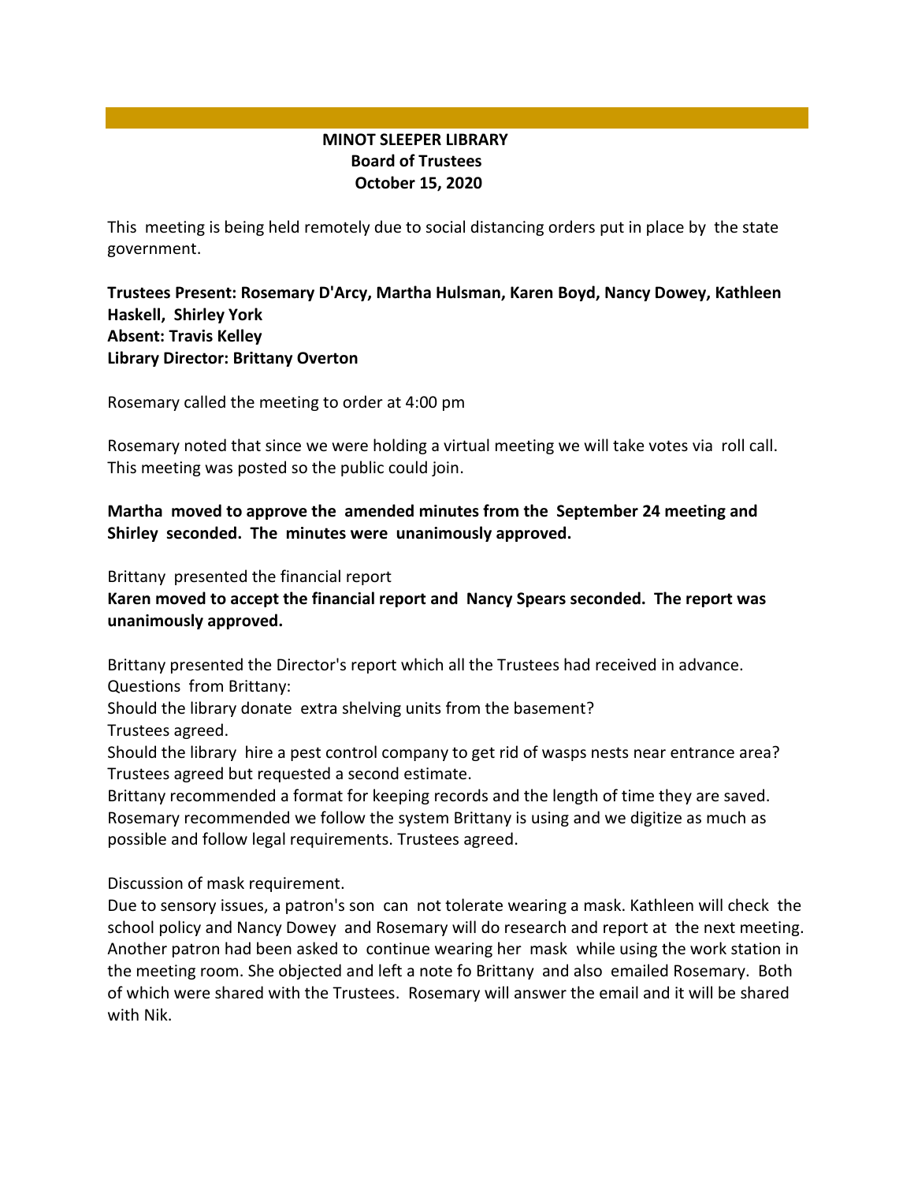**MINOT SLEEPER LIBRARY**
**Board of Trustees**
**October 15, 2020**

This meeting is being held remotely due to social distancing orders put in place by the state government.

**Trustees Present: Rosemary D'Arcy, Martha Hulsman, Karen Boyd, Nancy Dowey, Kathleen Haskell, Shirley York**
**Absent: Travis Kelley**
**Library Director: Brittany Overton**

Rosemary called the meeting to order at 4:00 pm

Rosemary noted that since we were holding a virtual meeting we will take votes via roll call. This meeting was posted so the public could join.

**Martha moved to approve the amended minutes from the September 24 meeting and Shirley seconded. The minutes were unanimously approved.**

Brittany presented the financial report
**Karen moved to accept the financial report and Nancy Spears seconded. The report was unanimously approved.**

Brittany presented the Director's report which all the Trustees had received in advance.
Questions from Brittany:
Should the library donate extra shelving units from the basement?
Trustees agreed.
Should the library hire a pest control company to get rid of wasps nests near entrance area?
Trustees agreed but requested a second estimate.
Brittany recommended a format for keeping records and the length of time they are saved.
Rosemary recommended we follow the system Brittany is using and we digitize as much as possible and follow legal requirements. Trustees agreed.

Discussion of mask requirement.
Due to sensory issues, a patron's son can not tolerate wearing a mask. Kathleen will check the school policy and Nancy Dowey and Rosemary will do research and report at the next meeting.
Another patron had been asked to continue wearing her mask while using the work station in the meeting room. She objected and left a note fo Brittany and also emailed Rosemary. Both of which were shared with the Trustees. Rosemary will answer the email and it will be shared with Nik.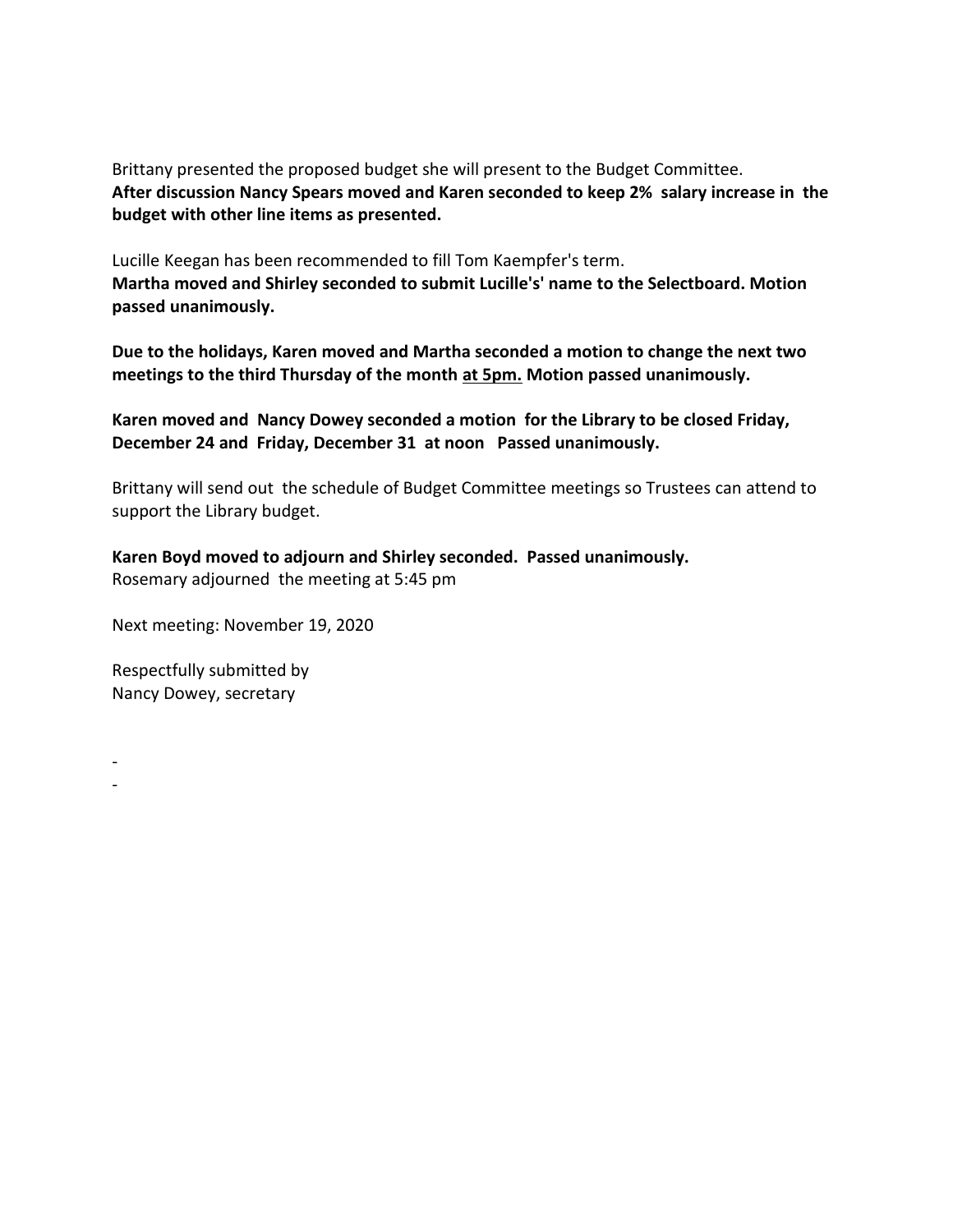Brittany presented the proposed budget she will present to the Budget Committee.
**After discussion Nancy Spears moved and Karen seconded to keep 2% salary increase in the budget with other line items as presented.**

Lucille Keegan has been recommended to fill Tom Kaempfer's term.
**Martha moved and Shirley seconded to submit Lucille's' name to the Selectboard. Motion passed unanimously.**

**Due to the holidays, Karen moved and Martha seconded a motion to change the next two meetings to the third Thursday of the month <u>at 5pm.</u> Motion passed unanimously.**

**Karen moved and Nancy Dowey seconded a motion for the Library to be closed Friday, December 24 and Friday, December 31 at noon Passed unanimously.**

Brittany will send out the schedule of Budget Committee meetings so Trustees can attend to support the Library budget.

**Karen Boyd moved to adjourn and Shirley seconded. Passed unanimously.**
Rosemary adjourned the meeting at 5:45 pm

Next meeting: November 19, 2020

Respectfully submitted by
Nancy Dowey, secretary

-
-